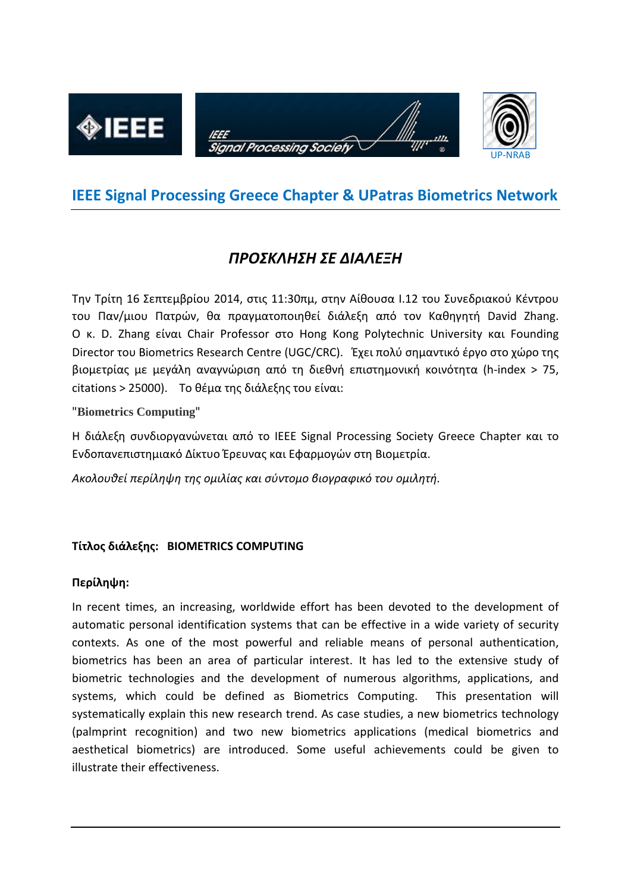IEEE Signal Processing Society UP-NRAB

## IEEE Signal Processing Greece Chapter & UPatras Biometrics Network

# *ΠΡΟΣΚΛΗΣΗ ΣΕ ΔΙΑΛΕΞΗ*

Την Τρίτη 16 Σεπτεμβρίου 2014, στις 11:30πμ, στην Αίθουσα Ι.12 του Συνεδριακού Κέντρου του Παν/μιου Πατρών, θα πραγματοποιηθεί διάλεξη από τον Καθηγητή David Zhang. O κ. D. Zhang είναι Chair Professor στο Hong Kong Polytechnic University και Founding Director του Biometrics Research Centre (UGC/CRC). Έχει πολύ σημαντικό έργο στο χώρο της βιομετρίας με μεγάλη αναγνώριση από τη διεθνή επιστημονική κοινότητα (h-index > 75, citations > 25000). Το θέμα της διάλεξης του είναι:

**"Biometrics Computing"**

Η διάλεξη συνδιοργανώνεται από το IEEE Signal Processing Society Greece Chapter και το Ενδοπανεπιστημιακό Δίκτυο Έρευνας και Εφαρμογών στη Βιομετρία.

*Ακολουθεί περίληψη της ομιλίας και σύντομο βιογραφικό του ομιλητή.*

**Τίτλος διάλεξης: BIOMETRICS COMPUTING**

**Περίληψη:**

In recent times, an increasing, worldwide effort has been devoted to the development of automatic personal identification systems that can be effective in a wide variety of security contexts. As one of the most powerful and reliable means of personal authentication, biometrics has been an area of particular interest. It has led to the extensive study of biometric technologies and the development of numerous algorithms, applications, and systems, which could be defined as Biometrics Computing. This presentation will systematically explain this new research trend. As case studies, a new biometrics technology (palmprint recognition) and two new biometrics applications (medical biometrics and aesthetical biometrics) are introduced. Some useful achievements could be given to illustrate their effectiveness.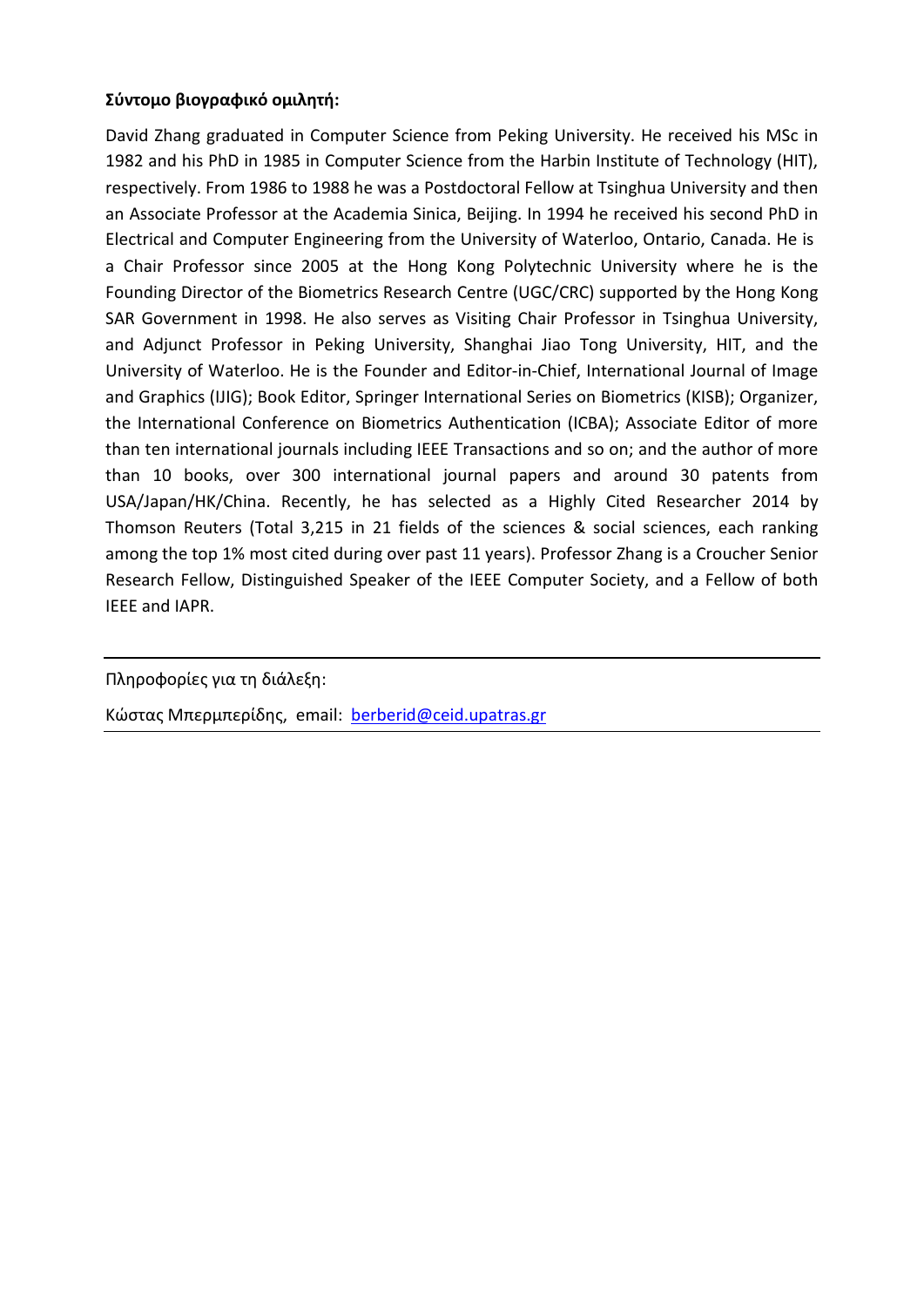**Σύντομο βιογραφικό ομιλητή:**

David Zhang graduated in Computer Science from Peking University. He received his MSc in 1982 and his PhD in 1985 in Computer Science from the Harbin Institute of Technology (HIT), respectively. From 1986 to 1988 he was a Postdoctoral Fellow at Tsinghua University and then an Associate Professor at the Academia Sinica, Beijing. In 1994 he received his second PhD in Electrical and Computer Engineering from the University of Waterloo, Ontario, Canada. He is a Chair Professor since 2005 at the Hong Kong Polytechnic University where he is the Founding Director of the Biometrics Research Centre (UGC/CRC) supported by the Hong Kong SAR Government in 1998. He also serves as Visiting Chair Professor in Tsinghua University, and Adjunct Professor in Peking University, Shanghai Jiao Tong University, HIT, and the University of Waterloo. He is the Founder and Editor-in-Chief, International Journal of Image and Graphics (IJIG); Book Editor, Springer International Series on Biometrics (KISB); Organizer, the International Conference on Biometrics Authentication (ICBA); Associate Editor of more than ten international journals including IEEE Transactions and so on; and the author of more than 10 books, over 300 international journal papers and around 30 patents from USA/Japan/HK/China. Recently, he has selected as a Highly Cited Researcher 2014 by Thomson Reuters (Total 3,215 in 21 fields of the sciences & social sciences, each ranking among the top 1% most cited during over past 11 years). Professor Zhang is a Croucher Senior Research Fellow, Distinguished Speaker of the IEEE Computer Society, and a Fellow of both IEEE and IAPR.

---

Πληροφορίες για τη διάλεξη:

Κώστας Μπερμπερίδης, email: berberid@ceid.upatras.gr